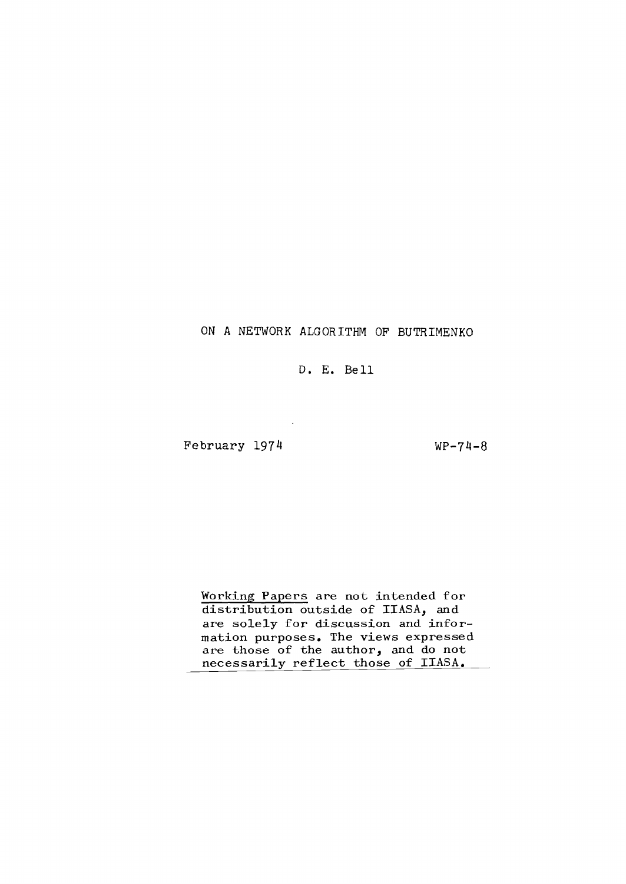# ON A NETWORK ALGORITHM OF BUTRIMENKO

D. E. Bell

February 1974

WP-74-8

Working Papers are not intended for distribution outside of IIASA, and are solely for discussion and information purposes. The views expressed are those of the author, and do not necessarily reflect those of IIASA.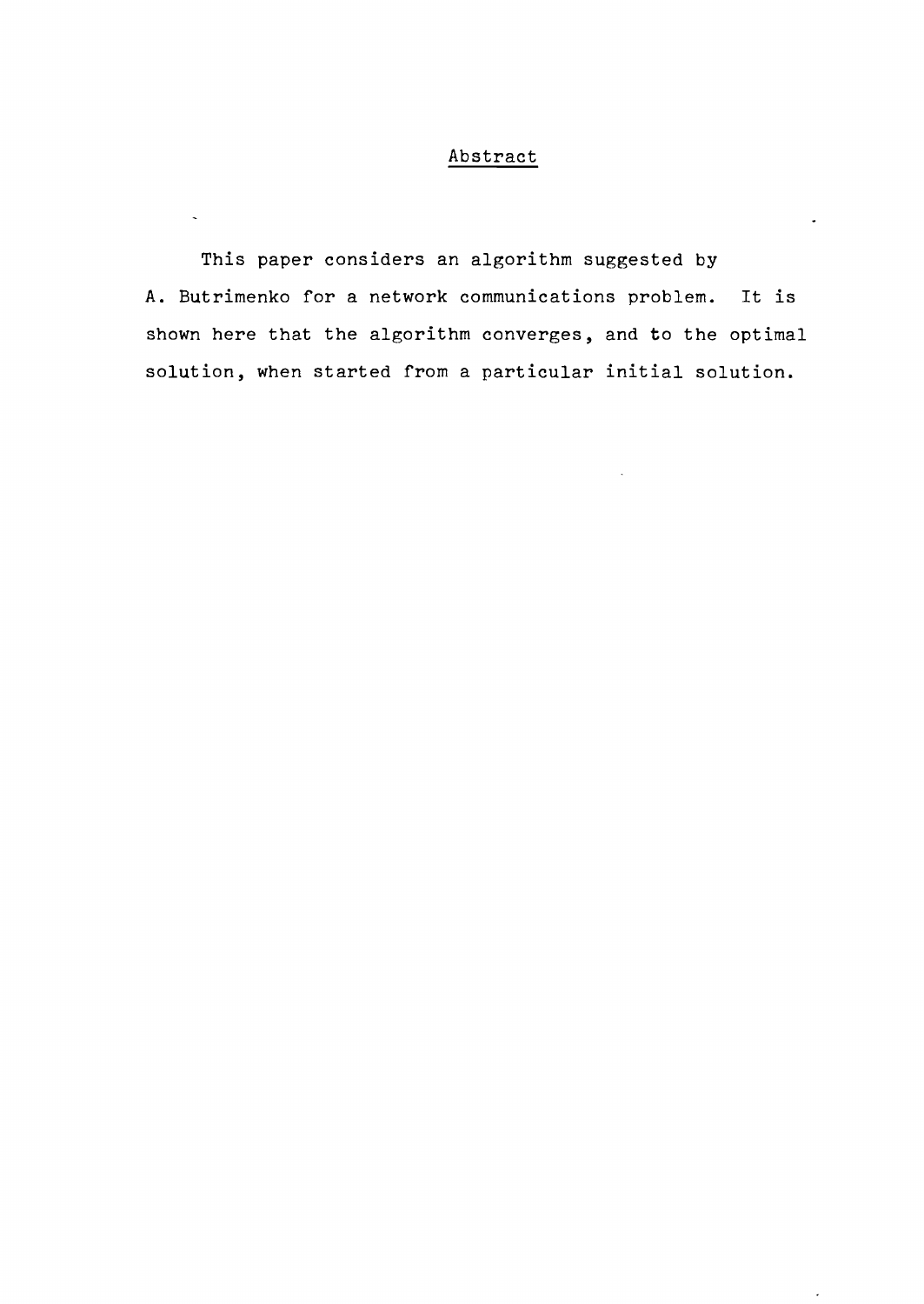## Abstract

This paper considers an algorithm suggested by A. Butrimenko for a network communications problem. It is shown here that the algorithm converges, and to the optimal solution, when started from a particular initial solution.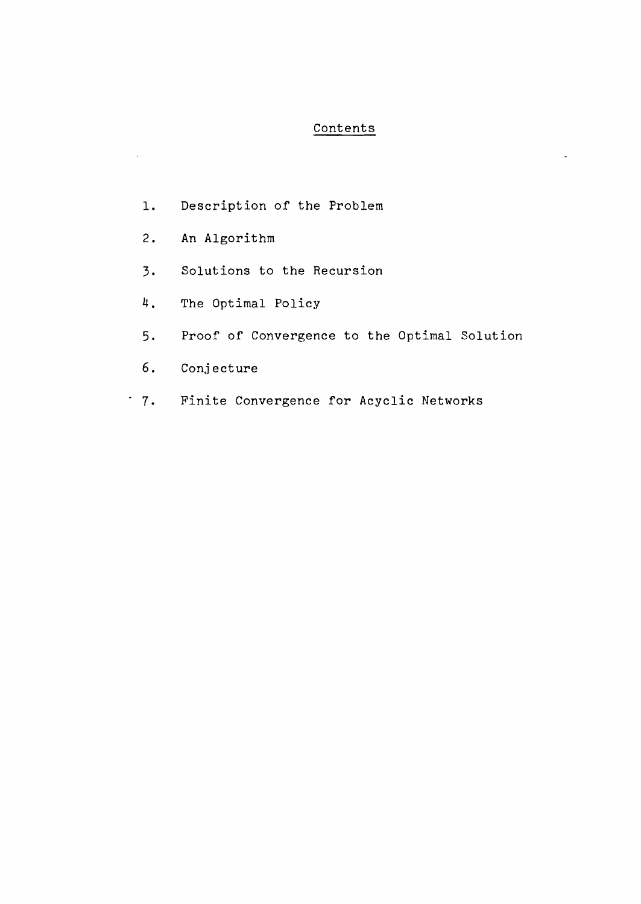# Contents

1. Description of the Problem
2. An Algorithm
3. Solutions to the Recursion
4. The Optimal Policy
5. Proof of Convergence to the Optimal Solution
6. Conjecture
7. Finite Convergence for Acyclic Networks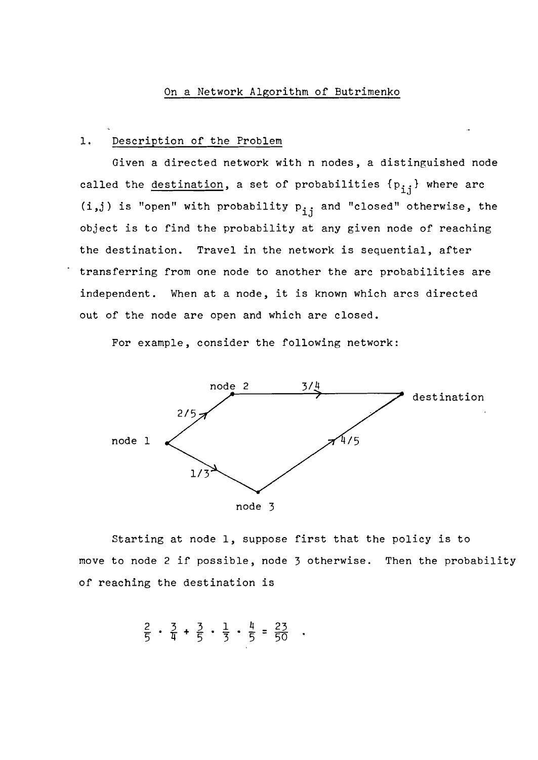On a Network Algorithm of Butrimenko

## 1. Description of the Problem

Given a directed network with n nodes, a distinguished node called the destination, a set of probabilities $\{p_{ij}\}$ where arc $(i,j)$ is "open" with probability $p_{ij}$ and "closed" otherwise, the object is to find the probability at any given node of reaching the destination. Travel in the network is sequential, after transferring from one node to another the arc probabilities are independent. When at a node, it is known which arcs directed out of the node are open and which are closed.

For example, consider the following network:

node 2

3/4

destination

2/5

node 1

4/5

1/3

node 3

Starting at node 1, suppose first that the policy is to move to node 2 if possible, node 3 otherwise. Then the probability of reaching the destination is

$$\frac{2}{5} \cdot \frac{3}{4} + \frac{3}{5} \cdot \frac{1}{3} \cdot \frac{4}{5} = \frac{23}{50} \quad .$$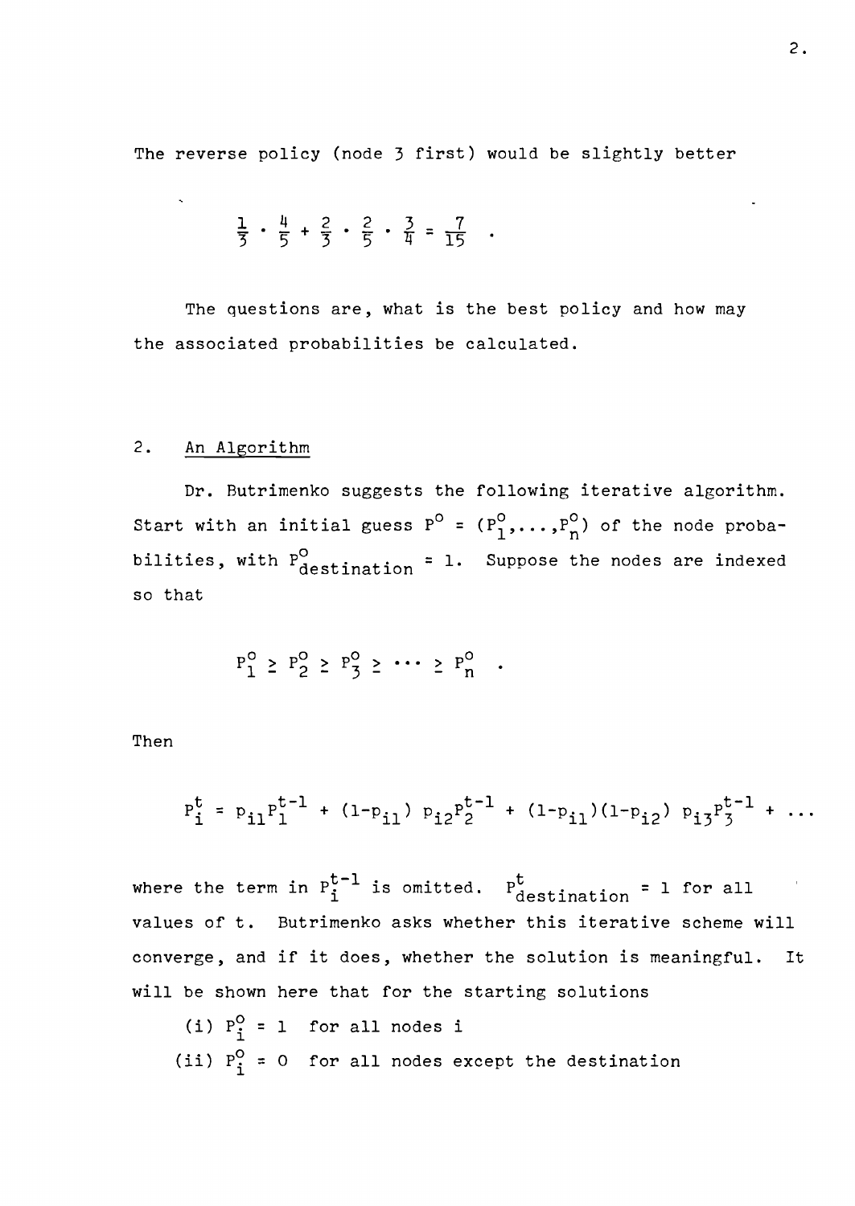The reverse policy (node 3 first) would be slightly better

$$\frac{1}{3} \cdot \frac{4}{5} + \frac{2}{3} \cdot \frac{2}{5} \cdot \frac{3}{4} = \frac{7}{15} .$$

The questions are, what is the best policy and how may the associated probabilities be calculated.

## 2. An Algorithm

Dr. Butrimenko suggests the following iterative algorithm. Start with an initial guess $P^o = (P_1^o, \ldots, P_n^o)$ of the node probabilities, with $P_{destination}^o = 1$. Suppose the nodes are indexed so that

$$P_1^o \geq P_2^o \geq P_3^o \geq \cdots \geq P_n^o .$$

Then

$$P_i^t = p_{i1} P_1^{t-1} + (1-p_{i1})\, p_{i2} P_2^{t-1} + (1-p_{i1})(1-p_{i2})\, p_{i3} P_3^{t-1} + \ldots$$

where the term in $P_i^{t-1}$ is omitted. $P_{destination}^t = 1$ for all values of t. Butrimenko asks whether this iterative scheme will converge, and if it does, whether the solution is meaningful. It will be shown here that for the starting solutions

(i) $P_i^o = 1$ for all nodes i

(ii) $P_i^o = 0$ for all nodes except the destination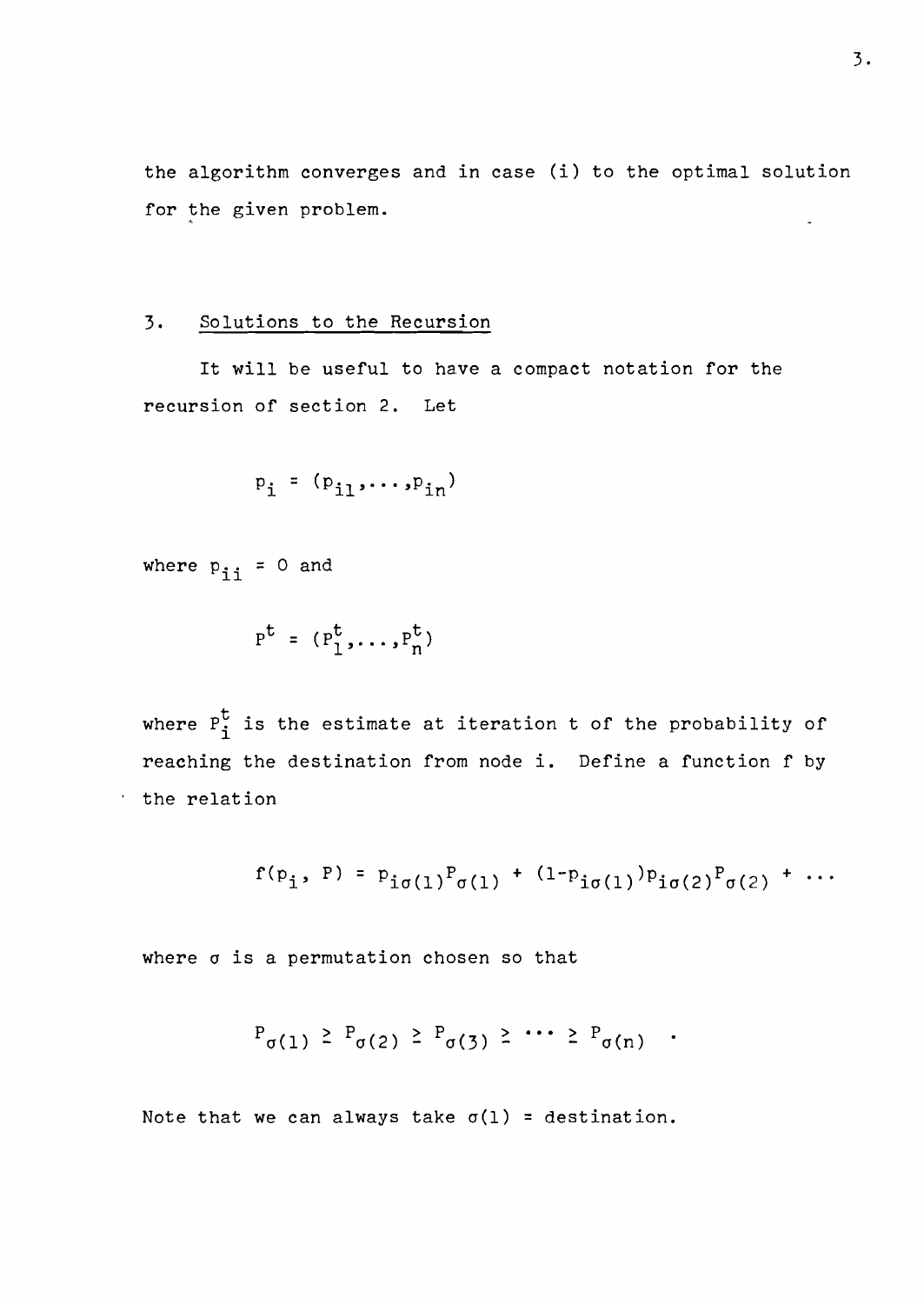the algorithm converges and in case (i) to the optimal solution for the given problem.

## 3. Solutions to the Recursion

It will be useful to have a compact notation for the recursion of section 2. Let

$$p_i = (p_{i1}, \ldots, p_{in})$$

where $p_{ii} = 0$ and

$$P^t = (P_1^t, \ldots, P_n^t)$$

where $P_i^t$ is the estimate at iteration t of the probability of reaching the destination from node i. Define a function f by the relation

$$f(p_i, P) = p_{i\sigma(1)} P_{\sigma(1)} + (1 - p_{i\sigma(1)}) p_{i\sigma(2)} P_{\sigma(2)} + \cdots$$

where $\sigma$ is a permutation chosen so that

$$P_{\sigma(1)} \geq P_{\sigma(2)} \geq P_{\sigma(3)} \geq \cdots \geq P_{\sigma(n)} .$$

Note that we can always take $\sigma(1)$ = destination.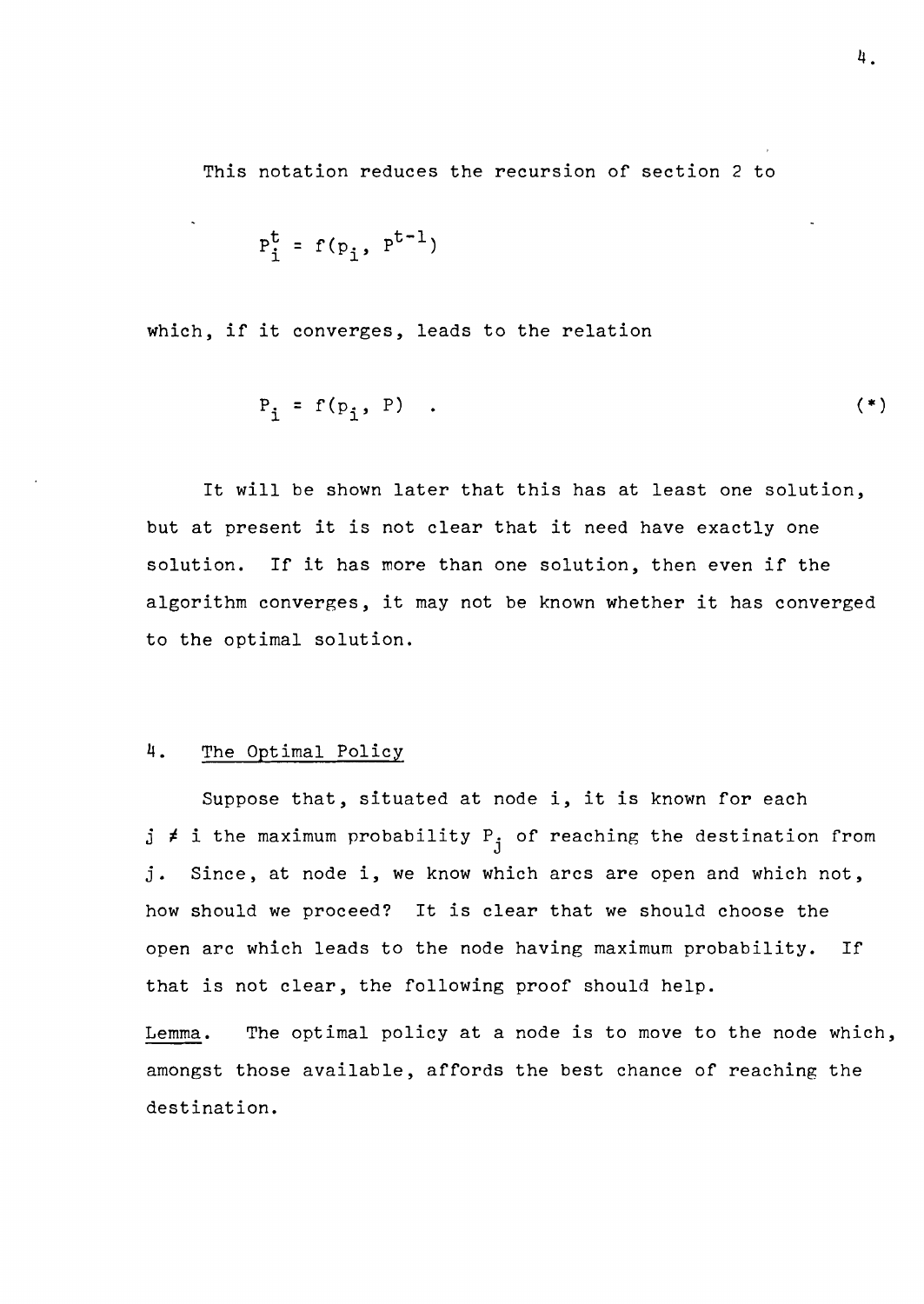This notation reduces the recursion of section 2 to

$$P_i^t = f(p_i, P^{t-1})$$

which, if it converges, leads to the relation

$$P_i = f(p_i, P) \quad . \tag{*}$$

It will be shown later that this has at least one solution, but at present it is not clear that it need have exactly one solution. If it has more than one solution, then even if the algorithm converges, it may not be known whether it has converged to the optimal solution.

## 4. The Optimal Policy

Suppose that, situated at node i, it is known for each $j \neq i$ the maximum probability $P_j$ of reaching the destination from j. Since, at node i, we know which arcs are open and which not, how should we proceed? It is clear that we should choose the open arc which leads to the node having maximum probability. If that is not clear, the following proof should help.

Lemma. The optimal policy at a node is to move to the node which, amongst those available, affords the best chance of reaching the destination.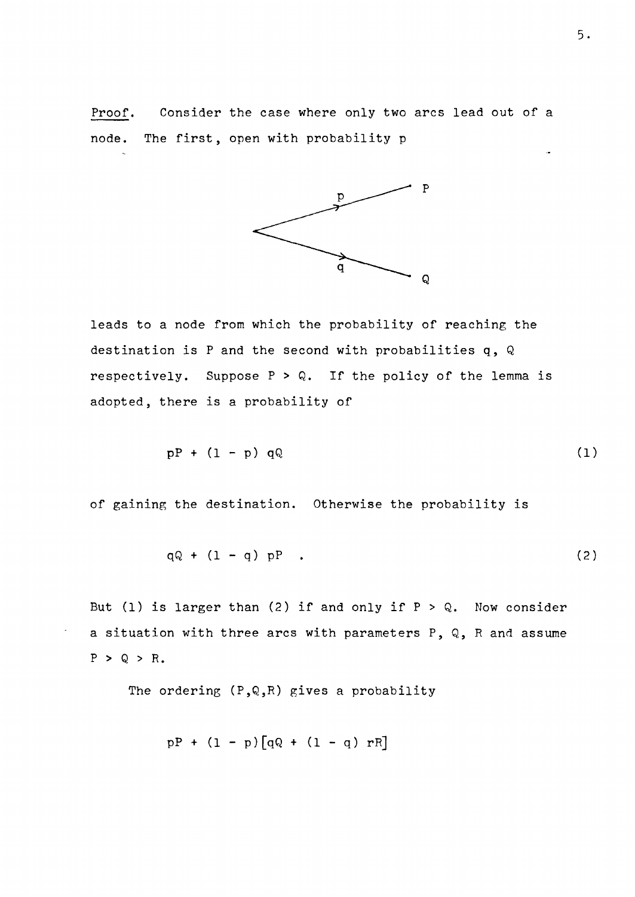Proof. Consider the case where only two arcs lead out of a node. The first, open with probability p

p P

q Q

leads to a node from which the probability of reaching the destination is P and the second with probabilities q, Q respectively. Suppose $P > Q$. If the policy of the lemma is adopted, there is a probability of

$$pP + (1 - p)\, qQ \tag{1}$$

of gaining the destination. Otherwise the probability is

$$qQ + (1 - q)\, pP \ . \tag{2}$$

But (1) is larger than (2) if and only if $P > Q$. Now consider a situation with three arcs with parameters P, Q, R and assume $P > Q > R$.

The ordering (P,Q,R) gives a probability

$$pP + (1 - p)\left[qQ + (1 - q)\, rR\right]$$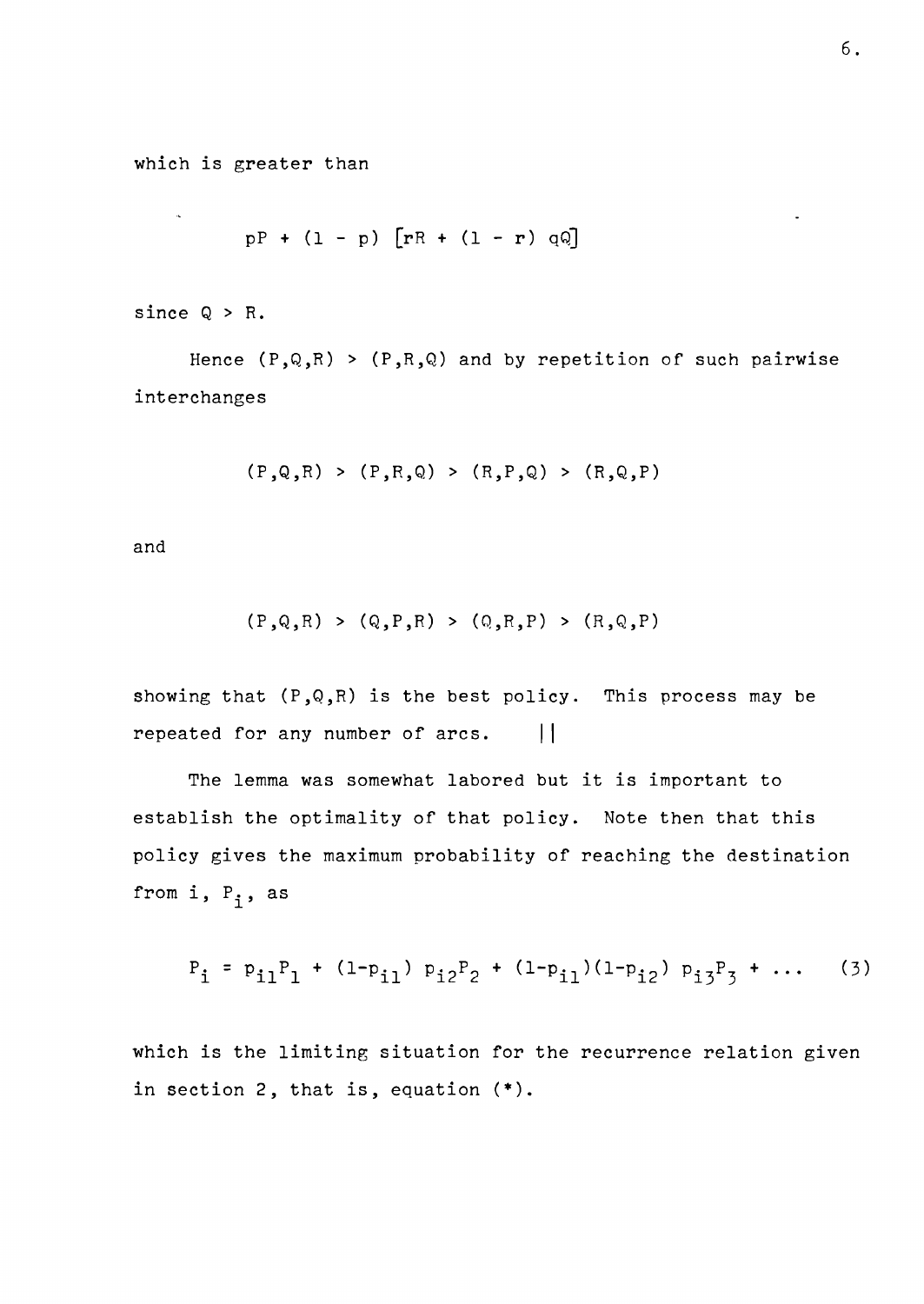which is greater than

$$pP + (1 - p) \left[rR + (1 - r) qQ\right]$$

since $Q > R$.

Hence $(P,Q,R) > (P,R,Q)$ and by repetition of such pairwise interchanges

$$(P,Q,R) > (P,R,Q) > (R,P,Q) > (R,Q,P)$$

and

$$(P,Q,R) > (Q,P,R) > (Q,R,P) > (R,Q,P)$$

showing that $(P,Q,R)$ is the best policy. This process may be repeated for any number of arcs. ||

The lemma was somewhat labored but it is important to establish the optimality of that policy. Note then that this policy gives the maximum probability of reaching the destination from i, $P_i$, as

$$P_i = p_{i1}P_1 + (1-p_{i1})\, p_{i2}P_2 + (1-p_{i1})(1-p_{i2})\, p_{i3}P_3 + \cdots \quad (3)$$

which is the limiting situation for the recurrence relation given in section 2, that is, equation (*).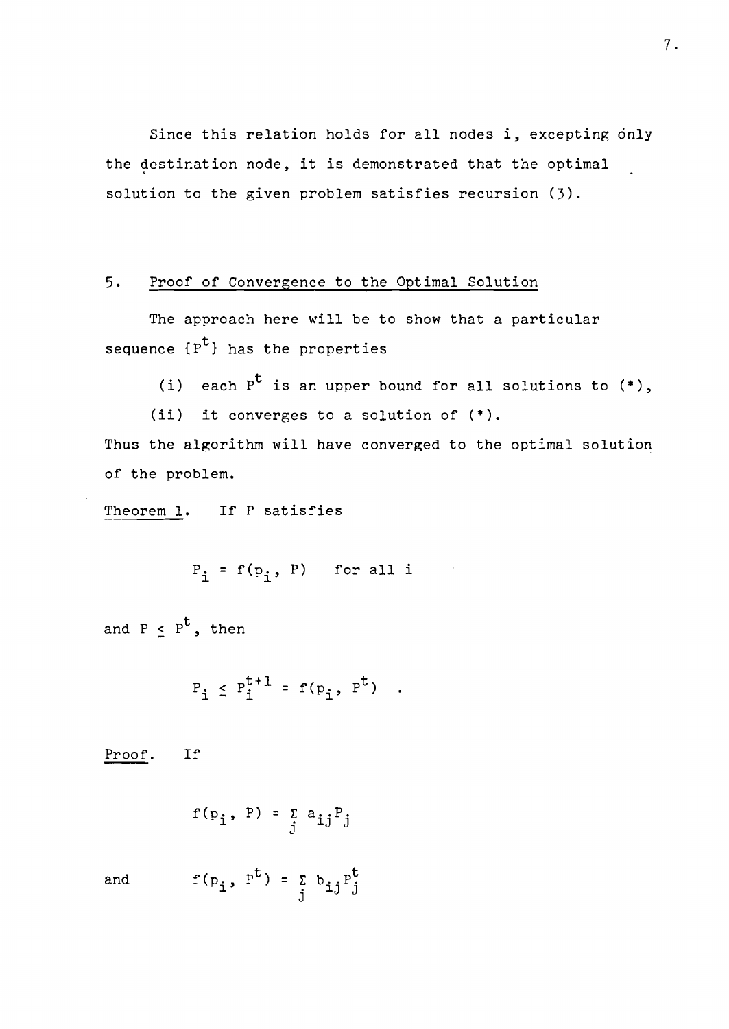Since this relation holds for all nodes i, excepting only the destination node, it is demonstrated that the optimal solution to the given problem satisfies recursion (3).

## 5. Proof of Convergence to the Optimal Solution

The approach here will be to show that a particular sequence $\{P^t\}$ has the properties

(i) each $P^t$ is an upper bound for all solutions to (*),

(ii) it converges to a solution of (*).

Thus the algorithm will have converged to the optimal solution of the problem.

Theorem 1. If P satisfies

$$P_i = f(p_i, P) \quad \text{for all } i$$

and $P \leq P^t$, then

$$P_i \leq P_i^{t+1} = f(p_i, P^t) \quad .$$

Proof. If

$$f(p_i, P) = \sum_j a_{ij} P_j$$

and $$f(p_i, P^t) = \sum_j b_{ij} P_j^t$$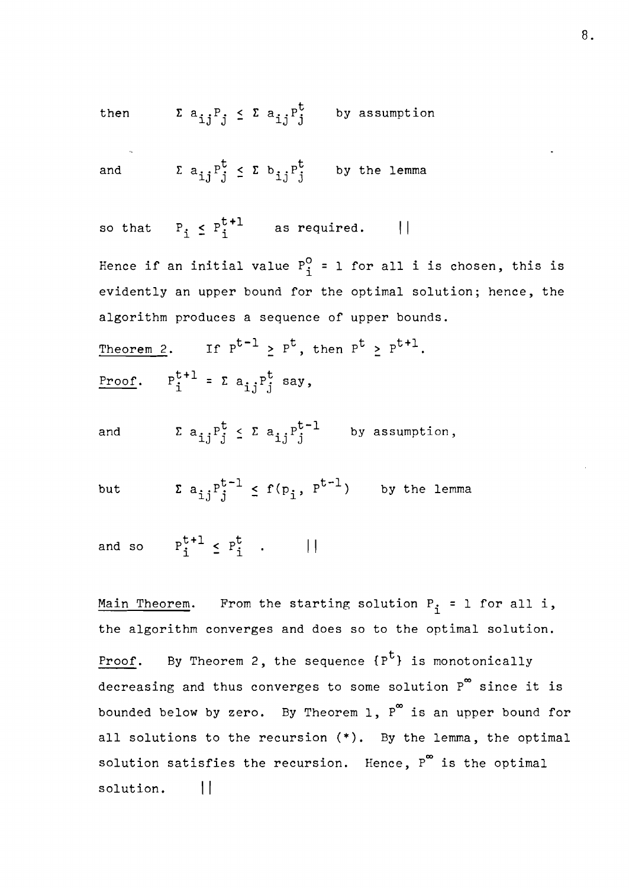then $\quad \Sigma\, a_{ij}P_j \leq \Sigma\, a_{ij}P_j^t \quad$ by assumption

and $\quad \Sigma\, a_{ij}P_j^t \leq \Sigma\, b_{ij}P_j^t \quad$ by the lemma

so that $\quad P_i \leq P_i^{t+1} \quad$ as required. ||

Hence if an initial value $P_i^o = 1$ for all i is chosen, this is evidently an upper bound for the optimal solution; hence, the algorithm produces a sequence of upper bounds.

<u>Theorem 2</u>. If $P^{t-1} \geq P^t$, then $P^t \geq P^{t+1}$.

<u>Proof</u>. $P_i^{t+1} = \Sigma\, a_{ij}P_j^t$ say,

and $\quad \Sigma\, a_{ij}P_j^t \leq \Sigma\, a_{ij}P_j^{t-1} \quad$ by assumption,

but $\quad \Sigma\, a_{ij}P_j^{t-1} \leq f(p_i,\, P^{t-1}) \quad$ by the lemma

and so $\quad P_i^{t+1} \leq P_i^t$ . ||

<u>Main Theorem</u>. From the starting solution $P_i = 1$ for all i, the algorithm converges and does so to the optimal solution.

<u>Proof</u>. By Theorem 2, the sequence $\{P^t\}$ is monotonically decreasing and thus converges to some solution $P^\infty$ since it is bounded below by zero. By Theorem 1, $P^\infty$ is an upper bound for all solutions to the recursion (*). By the lemma, the optimal solution satisfies the recursion. Hence, $P^\infty$ is the optimal solution. ||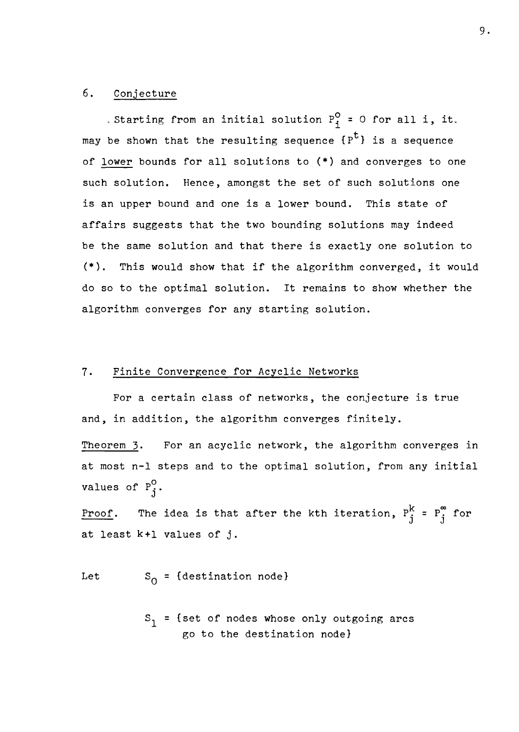## 6. Conjecture

Starting from an initial solution $P_i^o = 0$ for all i, it may be shown that the resulting sequence $\{P^t\}$ is a sequence of lower bounds for all solutions to (*) and converges to one such solution. Hence, amongst the set of such solutions one is an upper bound and one is a lower bound. This state of affairs suggests that the two bounding solutions may indeed be the same solution and that there is exactly one solution to (*). This would show that if the algorithm converged, it would do so to the optimal solution. It remains to show whether the algorithm converges for any starting solution.

## 7. Finite Convergence for Acyclic Networks

For a certain class of networks, the conjecture is true and, in addition, the algorithm converges finitely.

Theorem 3. For an acyclic network, the algorithm converges in at most n-1 steps and to the optimal solution, from any initial values of $P_j^o$.

Proof. The idea is that after the kth iteration, $P_j^k = P_j^\infty$ for at least k+1 values of j.

Let $S_0$ = {destination node}

$S_1$ = {set of nodes whose only outgoing arcs go to the destination node}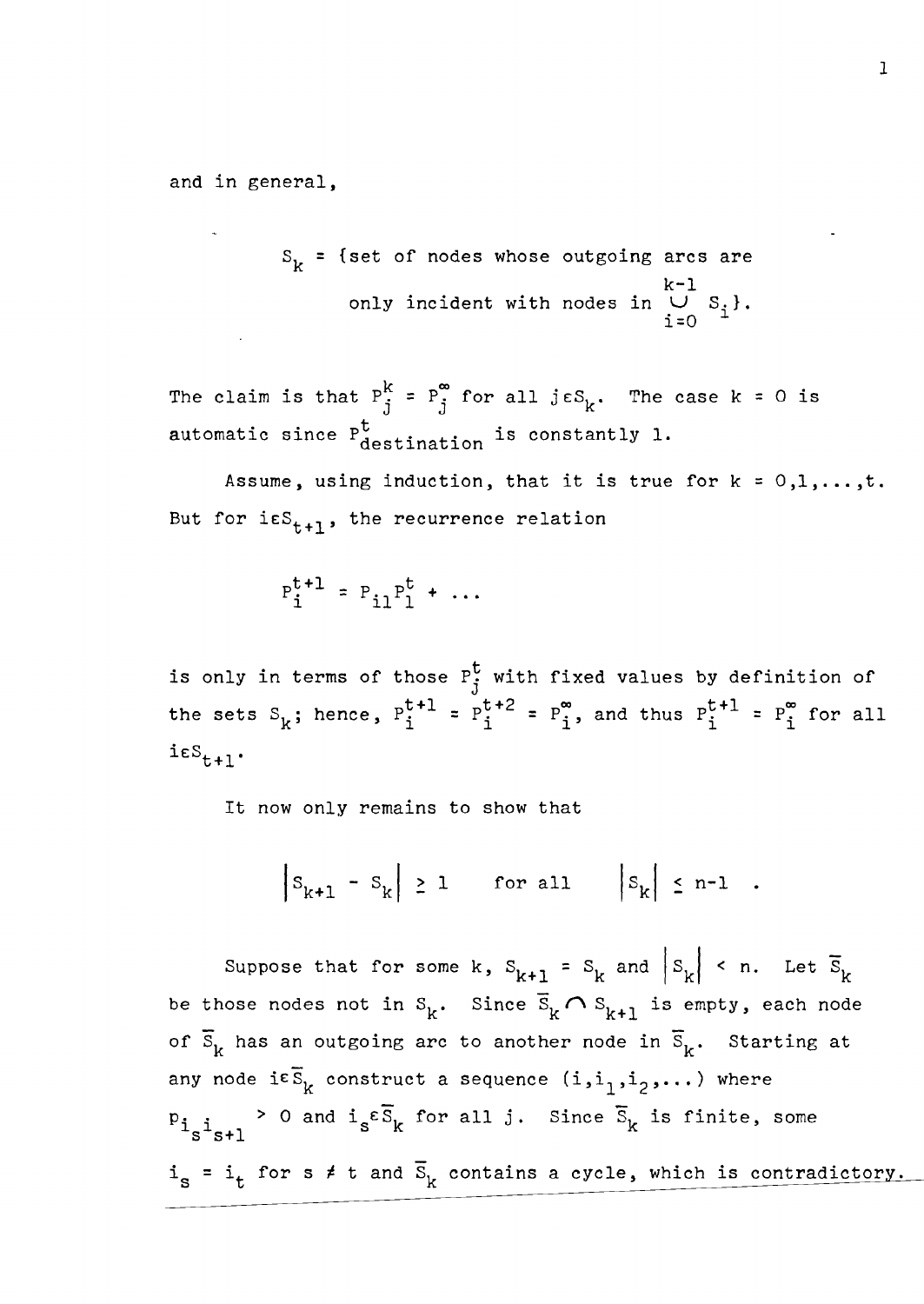and in general,

$$S_k = \{\text{set of nodes whose outgoing arcs are only incident with nodes in } \bigcup_{i=0}^{k-1} S_i\}.$$

The claim is that $P_j^k = P_j^\infty$ for all $j \varepsilon S_k$. The case $k = 0$ is automatic since $P_{\text{destination}}^t$ is constantly 1.

Assume, using induction, that it is true for $k = 0,1,\ldots,t$. But for $i \varepsilon S_{t+1}$, the recurrence relation

$$P_i^{t+1} = P_{i1} P_1^t + \ldots$$

is only in terms of those $P_j^t$ with fixed values by definition of the sets $S_k$; hence, $P_i^{t+1} = P_i^{t+2} = P_i^\infty$, and thus $P_i^{t+1} = P_i^\infty$ for all $i \varepsilon S_{t+1}$.

It now only remains to show that

$$\left| S_{k+1} - S_k \right| \geq 1 \quad \text{for all} \quad \left| S_k \right| \leq n-1 \quad .$$

Suppose that for some $k$, $S_{k+1} = S_k$ and $\left|S_k\right| < n$. Let $\overline{S}_k$ be those nodes not in $S_k$. Since $\overline{S}_k \cap S_{k+1}$ is empty, each node of $\overline{S}_k$ has an outgoing arc to another node in $\overline{S}_k$. Starting at any node $i \varepsilon \overline{S}_k$ construct a sequence $(i, i_1, i_2, \ldots)$ where $p_{i_s i_{s+1}} > 0$ and $i_s \varepsilon \overline{S}_k$ for all $j$. Since $\overline{S}_k$ is finite, some $i_s = i_t$ for $s \neq t$ and $\overline{S}_k$ contains a cycle, which is contradictory.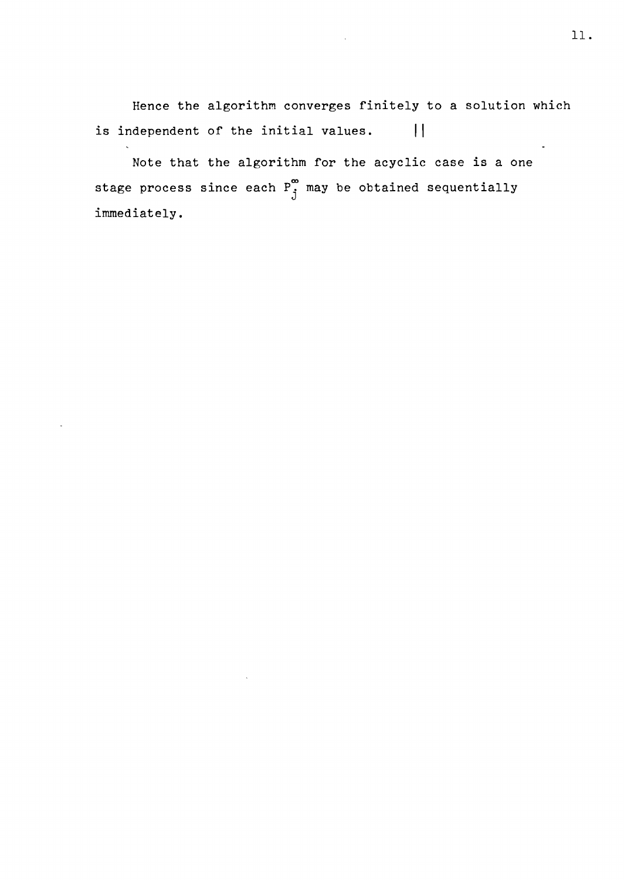Hence the algorithm converges finitely to a solution which is independent of the initial values. ||

Note that the algorithm for the acyclic case is a one stage process since each $P_j^{\infty}$ may be obtained sequentially immediately.